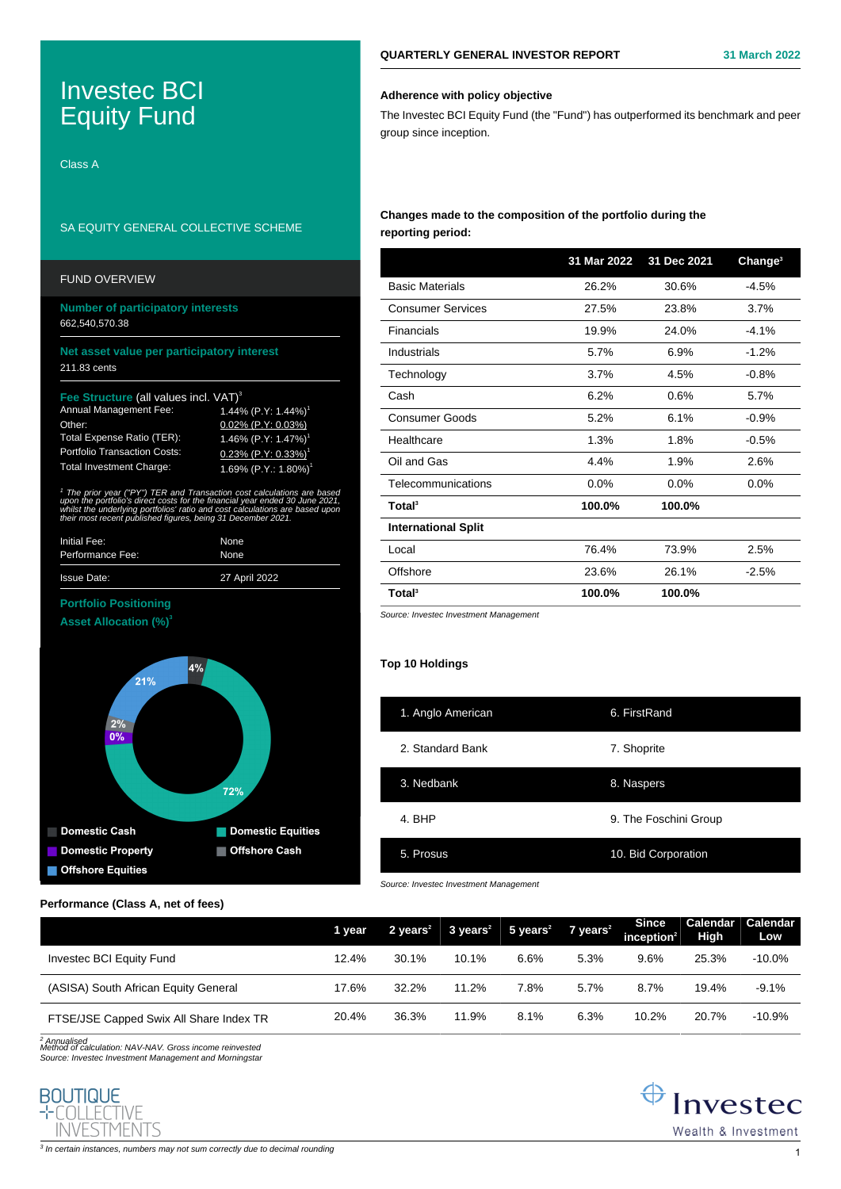# Investec BCI Equity Fund

Class A

SA EQUITY GENERAL COLLECTIVE SCHEME

## FUND OVERVIEW

**Number of participatory interests**
662,540,570.38

**Net asset value per participatory interest**
211.83 cents

**Fee Structure** (all values incl. VAT)[3]

| | |
|---|---|
| Annual Management Fee: | 1.44% (P.Y: 1.44%)[1] |
| Other: | 0.02% (P.Y: 0.03%) |
| Total Expense Ratio (TER): | 1.46% (P.Y: 1.47%)[1] |
| Portfolio Transaction Costs: | 0.23% (P.Y: 0.33%)[1] |
| Total Investment Charge: | 1.69% (P.Y.: 1.80%)[1] |

*[1] The prior year ("PY") TER and Transaction cost calculations are based upon the portfolio's direct costs for the financial year ended 30 June 2021, whilst the underlying portfolios' ratio and cost calculations are based upon their most recent published figures, being 31 December 2021.*

| | |
|---|---|
| Initial Fee: | None |
| Performance Fee: | None |
| Issue Date: | 27 April 2022 |

**Portfolio Positioning**

**Asset Allocation (%)**[3]

| Asset | % |
|---|---|
| Domestic Equities | 72% |
| Offshore Equities | 21% |
| Offshore Cash | 4% |
| Domestic Cash | 2% |
| Domestic Property | 0% |

## QUARTERLY GENERAL INVESTOR REPORT — 31 March 2022

**Adherence with policy objective**

The Investec BCI Equity Fund (the "Fund") has outperformed its benchmark and peer group since inception.

**Changes made to the composition of the portfolio during the reporting period:**

| | 31 Mar 2022 | 31 Dec 2021 | Change[3] |
|---|---|---|---|
| Basic Materials | 26.2% | 30.6% | -4.5% |
| Consumer Services | 27.5% | 23.8% | 3.7% |
| Financials | 19.9% | 24.0% | -4.1% |
| Industrials | 5.7% | 6.9% | -1.2% |
| Technology | 3.7% | 4.5% | -0.8% |
| Cash | 6.2% | 0.6% | 5.7% |
| Consumer Goods | 5.2% | 6.1% | -0.9% |
| Healthcare | 1.3% | 1.8% | -0.5% |
| Oil and Gas | 4.4% | 1.9% | 2.6% |
| Telecommunications | 0.0% | 0.0% | 0.0% |
| **Total**[3] | **100.0%** | **100.0%** | |
| **International Split** | | | |
| Local | 76.4% | 73.9% | 2.5% |
| Offshore | 23.6% | 26.1% | -2.5% |
| **Total**[3] | **100.0%** | **100.0%** | |

*Source: Investec Investment Management*

**Top 10 Holdings**

| | |
|---|---|
| 1. Anglo American | 6. FirstRand |
| 2. Standard Bank | 7. Shoprite |
| 3. Nedbank | 8. Naspers |
| 4. BHP | 9. The Foschini Group |
| 5. Prosus | 10. Bid Corporation |

*Source: Investec Investment Management*

**Performance (Class A, net of fees)**

| | 1 year | 2 years[2] | 3 years[2] | 5 years[2] | 7 years[2] | Since inception[2] | Calendar High | Calendar Low |
|---|---|---|---|---|---|---|---|---|
| Investec BCI Equity Fund | 12.4% | 30.1% | 10.1% | 6.6% | 5.3% | 9.6% | 25.3% | -10.0% |
| (ASISA) South African Equity General | 17.6% | 32.2% | 11.2% | 7.8% | 5.7% | 8.7% | 19.4% | -9.1% |
| FTSE/JSE Capped Swix All Share Index TR | 20.4% | 36.3% | 11.9% | 8.1% | 6.3% | 10.2% | 20.7% | -10.9% |

*[2] Annualised*
*Method of calculation: NAV-NAV. Gross income reinvested*
*Source: Investec Investment Management and Morningstar*

*[3] In certain instances, numbers may not sum correctly due to decimal rounding*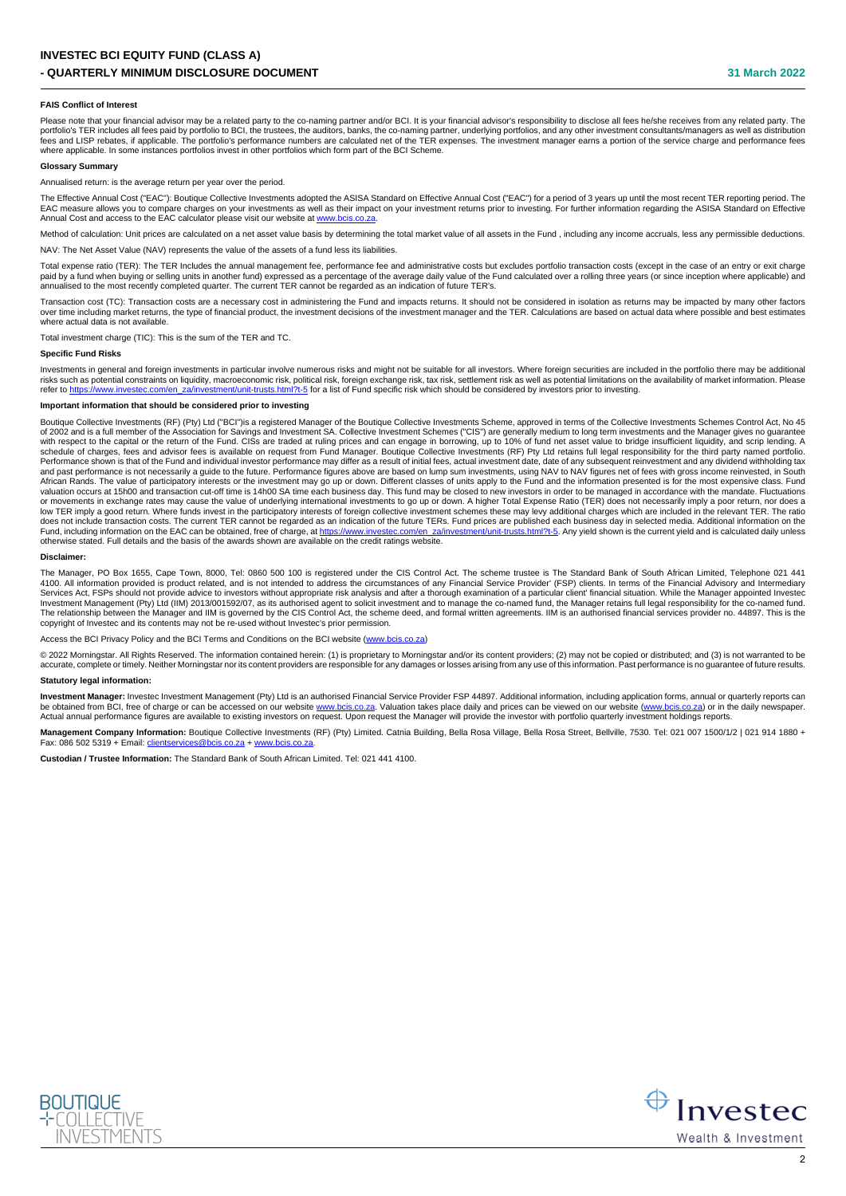**FAIS Conflict of Interest**

Please note that your financial advisor may be a related party to the co-naming partner and/or BCI. It is your financial advisor's responsibility to disclose all fees he/she receives from any related party. The portfolio's TER includes all fees paid by portfolio to BCI, the trustees, the auditors, banks, the co-naming partner, underlying portfolios, and any other investment consultants/managers as well as distribution fees and LISP rebates, if applicable. The portfolio's performance numbers are calculated net of the TER expenses. The investment manager earns a portion of the service charge and performance fees where applicable. In some instances portfolios invest in other portfolios which form part of the BCI Scheme.

**Glossary Summary**

Annualised return: is the average return per year over the period.

The Effective Annual Cost ("EAC"): Boutique Collective Investments adopted the ASISA Standard on Effective Annual Cost ("EAC") for a period of 3 years up until the most recent TER reporting period. The EAC measure allows you to compare charges on your investments as well as their impact on your investment returns prior to investing. For further information regarding the ASISA Standard on Effective Annual Cost and access to the EAC calculator please visit our website at www.bcis.co.za.

Method of calculation: Unit prices are calculated on a net asset value basis by determining the total market value of all assets in the Fund , including any income accruals, less any permissible deductions.

NAV: The Net Asset Value (NAV) represents the value of the assets of a fund less its liabilities.

Total expense ratio (TER): The TER Includes the annual management fee, performance fee and administrative costs but excludes portfolio transaction costs (except in the case of an entry or exit charge paid by a fund when buying or selling units in another fund) expressed as a percentage of the average daily value of the Fund calculated over a rolling three years (or since inception where applicable) and annualised to the most recently completed quarter. The current TER cannot be regarded as an indication of future TER's.

Transaction cost (TC): Transaction costs are a necessary cost in administering the Fund and impacts returns. It should not be considered in isolation as returns may be impacted by many other factors over time including market returns, the type of financial product, the investment decisions of the investment manager and the TER. Calculations are based on actual data where possible and best estimates where actual data is not available.

Total investment charge (TIC): This is the sum of the TER and TC.

**Specific Fund Risks**

Investments in general and foreign investments in particular involve numerous risks and might not be suitable for all investors. Where foreign securities are included in the portfolio there may be additional risks such as potential constraints on liquidity, macroeconomic risk, political risk, foreign exchange risk, tax risk, settlement risk as well as potential limitations on the availability of market information. Please refer to https://www.investec.com/en_za/investment/unit-trusts.html?t-5 for a list of Fund specific risk which should be considered by investors prior to investing.

**Important information that should be considered prior to investing**

Boutique Collective Investments (RF) (Pty) Ltd ("BCI")is a registered Manager of the Boutique Collective Investments Scheme, approved in terms of the Collective Investments Schemes Control Act, No 45 of 2002 and is a full member of the Association for Savings and Investment SA. Collective Investment Schemes ("CIS") are generally medium to long term investments and the Manager gives no guarantee with respect to the capital or the return of the Fund. CISs are traded at ruling prices and can engage in borrowing, up to 10% of fund net asset value to bridge insufficient liquidity, and scrip lending. A schedule of charges, fees and advisor fees is available on request from Fund Manager. Boutique Collective Investments (RF) Pty Ltd retains full legal responsibility for the third party named portfolio. Performance shown is that of the Fund and individual investor performance may differ as a result of initial fees, actual investment date, date of any subsequent reinvestment and any dividend withholding tax and past performance is not necessarily a guide to the future. Performance figures above are based on lump sum investments, using NAV to NAV figures net of fees with gross income reinvested, in South African Rands. The value of participatory interests or the investment may go up or down. Different classes of units apply to the Fund and the information presented is for the most expensive class. Fund valuation occurs at 15h00 and transaction cut-off time is 14h00 SA time each business day. This fund may be closed to new investors in order to be managed in accordance with the mandate. Fluctuations or movements in exchange rates may cause the value of underlying international investments to go up or down. A higher Total Expense Ratio (TER) does not necessarily imply a poor return, nor does a low TER imply a good return. Where funds invest in the participatory interests of foreign collective investment schemes these may levy additional charges which are included in the relevant TER. The ratio does not include transaction costs. The current TER cannot be regarded as an indication of the future TERs. Fund prices are published each business day in selected media. Additional information on the Fund, including information on the EAC can be obtained, free of charge, at https://www.investec.com/en_za/investment/unit-trusts.html?t-5. Any yield shown is the current yield and is calculated daily unless otherwise stated. Full details and the basis of the awards shown are available on the credit ratings website.

**Disclaimer:**

The Manager, PO Box 1655, Cape Town, 8000, Tel: 0860 500 100 is registered under the CIS Control Act. The scheme trustee is The Standard Bank of South African Limited, Telephone 021 441 4100. All information provided is product related, and is not intended to address the circumstances of any Financial Service Provider' (FSP) clients. In terms of the Financial Advisory and Intermediary Services Act, FSPs should not provide advice to investors without appropriate risk analysis and after a thorough examination of a particular client' financial situation. While the Manager appointed Investec Investment Management (Pty) Ltd (IIM) 2013/001592/07, as its authorised agent to solicit investment and to manage the co-named fund, the Manager retains full legal responsibility for the co-named fund. The relationship between the Manager and IIM is governed by the CIS Control Act, the scheme deed, and formal written agreements. IIM is an authorised financial services provider no. 44897. This is the copyright of Investec and its contents may not be re-used without Investec's prior permission.

Access the BCI Privacy Policy and the BCI Terms and Conditions on the BCI website (www.bcis.co.za)

© 2022 Morningstar. All Rights Reserved. The information contained herein: (1) is proprietary to Morningstar and/or its content providers; (2) may not be copied or distributed; and (3) is not warranted to be accurate, complete or timely. Neither Morningstar nor its content providers are responsible for any damages or losses arising from any use of this information. Past performance is no guarantee of future results.

**Statutory legal information:**

**Investment Manager:** Investec Investment Management (Pty) Ltd is an authorised Financial Service Provider FSP 44897. Additional information, including application forms, annual or quarterly reports can be obtained from BCI, free of charge or can be accessed on our website www.bcis.co.za. Valuation takes place daily and prices can be viewed on our website (www.bcis.co.za) or in the daily newspaper. Actual annual performance figures are available to existing investors on request. Upon request the Manager will provide the investor with portfolio quarterly investment holdings reports.

**Management Company Information:** Boutique Collective Investments (RF) (Pty) Limited. Catnia Building, Bella Rosa Village, Bella Rosa Street, Bellville, 7530. Tel: 021 007 1500/1/2 | 021 914 1880 + Fax: 086 502 5319 + Email: clientservices@bcis.co.za + www.bcis.co.za.

**Custodian / Trustee Information:** The Standard Bank of South African Limited. Tel: 021 441 4100.